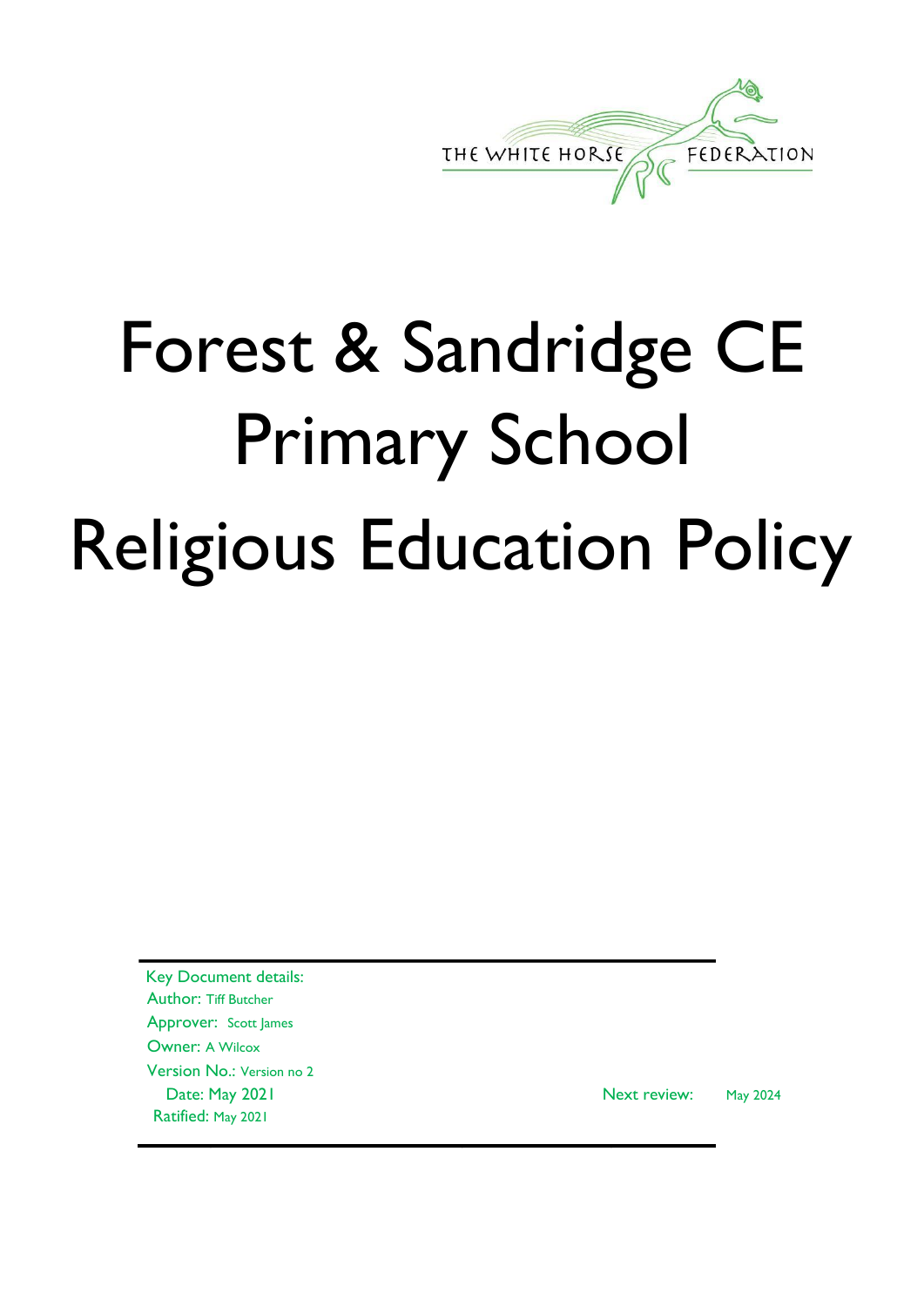THE WHITE HORSE FEDERATION

# Forest & Sandridge CE Primary School Religious Education Policy

Key Document details:
Author: Tiff Butcher
Approver: Scott James
Owner: A Wilcox
Version No.: Version no 2
Date: May 2021 Next review: May 2024
Ratified: May 2021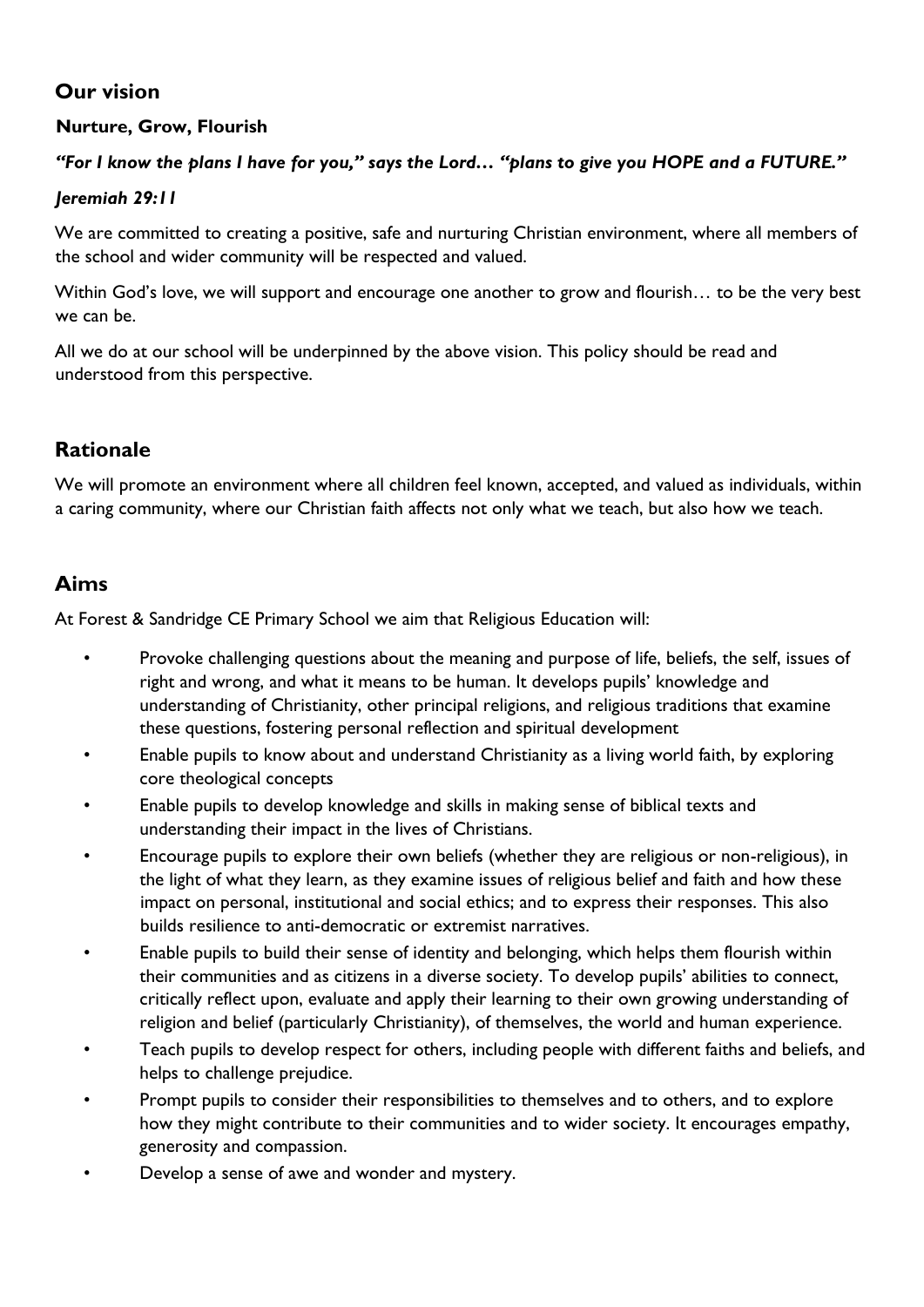## Our vision

**Nurture, Grow, Flourish**

***"For I know the plans I have for you," says the Lord… "plans to give you HOPE and a FUTURE."***

***Jeremiah 29:11***

We are committed to creating a positive, safe and nurturing Christian environment, where all members of the school and wider community will be respected and valued.

Within God's love, we will support and encourage one another to grow and flourish… to be the very best we can be.

All we do at our school will be underpinned by the above vision. This policy should be read and understood from this perspective.

## Rationale

We will promote an environment where all children feel known, accepted, and valued as individuals, within a caring community, where our Christian faith affects not only what we teach, but also how we teach.

## Aims

At Forest & Sandridge CE Primary School we aim that Religious Education will:

- Provoke challenging questions about the meaning and purpose of life, beliefs, the self, issues of right and wrong, and what it means to be human. It develops pupils' knowledge and understanding of Christianity, other principal religions, and religious traditions that examine these questions, fostering personal reflection and spiritual development
- Enable pupils to know about and understand Christianity as a living world faith, by exploring core theological concepts
- Enable pupils to develop knowledge and skills in making sense of biblical texts and understanding their impact in the lives of Christians.
- Encourage pupils to explore their own beliefs (whether they are religious or non-religious), in the light of what they learn, as they examine issues of religious belief and faith and how these impact on personal, institutional and social ethics; and to express their responses. This also builds resilience to anti-democratic or extremist narratives.
- Enable pupils to build their sense of identity and belonging, which helps them flourish within their communities and as citizens in a diverse society. To develop pupils' abilities to connect, critically reflect upon, evaluate and apply their learning to their own growing understanding of religion and belief (particularly Christianity), of themselves, the world and human experience.
- Teach pupils to develop respect for others, including people with different faiths and beliefs, and helps to challenge prejudice.
- Prompt pupils to consider their responsibilities to themselves and to others, and to explore how they might contribute to their communities and to wider society. It encourages empathy, generosity and compassion.
- Develop a sense of awe and wonder and mystery.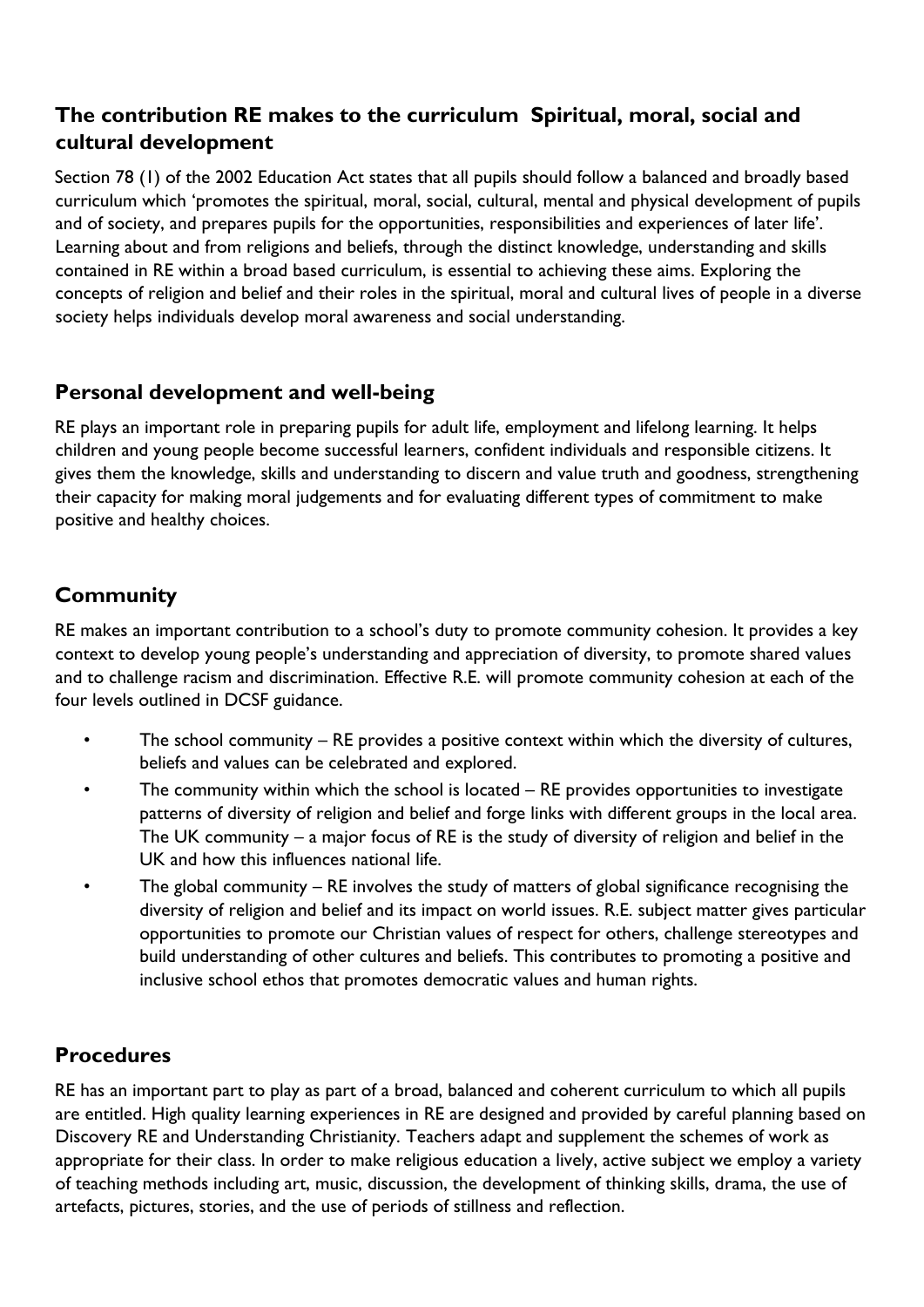## The contribution RE makes to the curriculum  Spiritual, moral, social and cultural development

Section 78 (1) of the 2002 Education Act states that all pupils should follow a balanced and broadly based curriculum which 'promotes the spiritual, moral, social, cultural, mental and physical development of pupils and of society, and prepares pupils for the opportunities, responsibilities and experiences of later life'. Learning about and from religions and beliefs, through the distinct knowledge, understanding and skills contained in RE within a broad based curriculum, is essential to achieving these aims. Exploring the concepts of religion and belief and their roles in the spiritual, moral and cultural lives of people in a diverse society helps individuals develop moral awareness and social understanding.

## Personal development and well-being

RE plays an important role in preparing pupils for adult life, employment and lifelong learning. It helps children and young people become successful learners, confident individuals and responsible citizens. It gives them the knowledge, skills and understanding to discern and value truth and goodness, strengthening their capacity for making moral judgements and for evaluating different types of commitment to make positive and healthy choices.

## Community

RE makes an important contribution to a school's duty to promote community cohesion. It provides a key context to develop young people's understanding and appreciation of diversity, to promote shared values and to challenge racism and discrimination. Effective R.E. will promote community cohesion at each of the four levels outlined in DCSF guidance.

- The school community – RE provides a positive context within which the diversity of cultures, beliefs and values can be celebrated and explored.
- The community within which the school is located – RE provides opportunities to investigate patterns of diversity of religion and belief and forge links with different groups in the local area. The UK community – a major focus of RE is the study of diversity of religion and belief in the UK and how this influences national life.
- The global community – RE involves the study of matters of global significance recognising the diversity of religion and belief and its impact on world issues. R.E. subject matter gives particular opportunities to promote our Christian values of respect for others, challenge stereotypes and build understanding of other cultures and beliefs. This contributes to promoting a positive and inclusive school ethos that promotes democratic values and human rights.

## Procedures

RE has an important part to play as part of a broad, balanced and coherent curriculum to which all pupils are entitled. High quality learning experiences in RE are designed and provided by careful planning based on Discovery RE and Understanding Christianity. Teachers adapt and supplement the schemes of work as appropriate for their class. In order to make religious education a lively, active subject we employ a variety of teaching methods including art, music, discussion, the development of thinking skills, drama, the use of artefacts, pictures, stories, and the use of periods of stillness and reflection.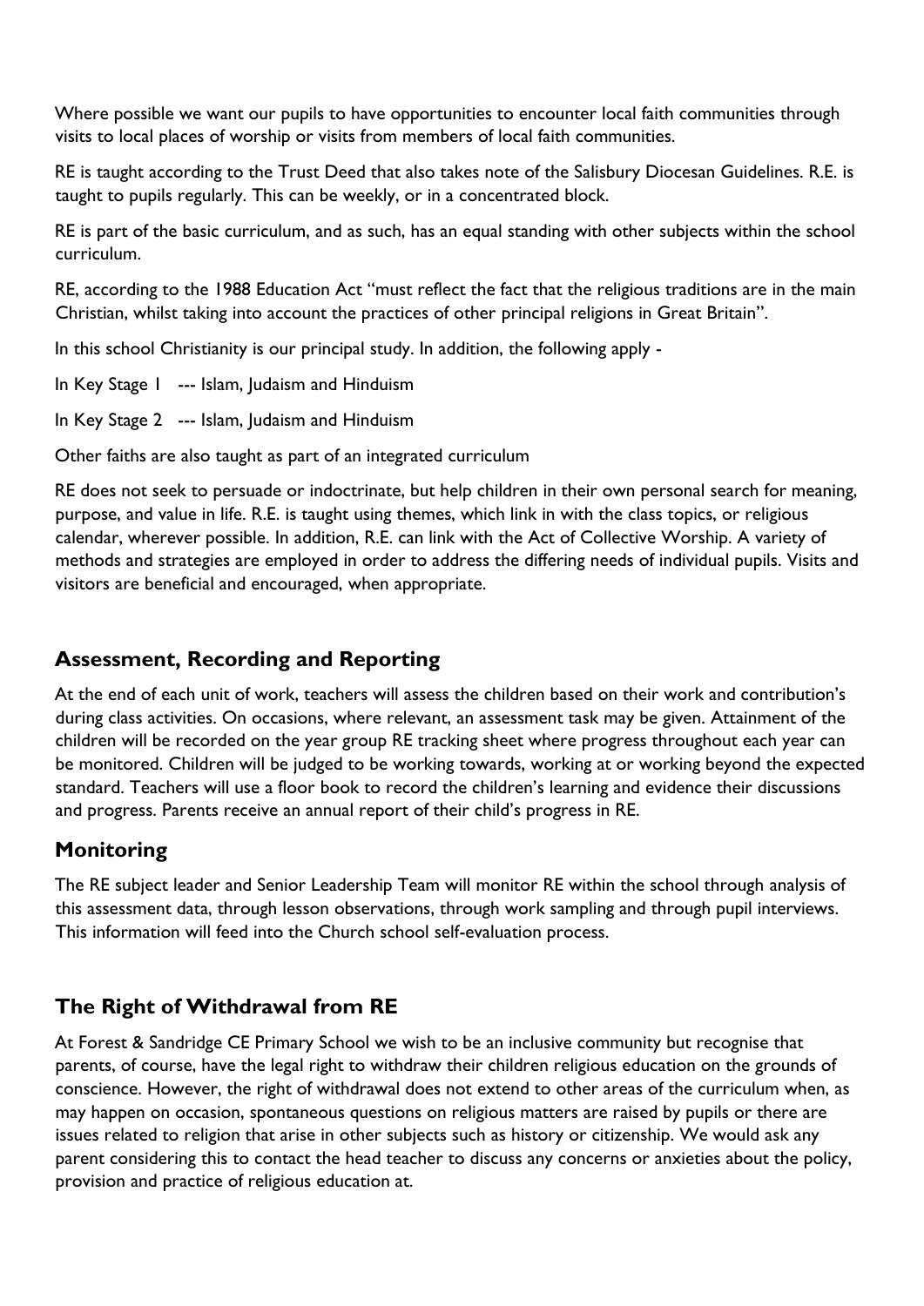Where possible we want our pupils to have opportunities to encounter local faith communities through visits to local places of worship or visits from members of local faith communities.

RE is taught according to the Trust Deed that also takes note of the Salisbury Diocesan Guidelines. R.E. is taught to pupils regularly. This can be weekly, or in a concentrated block.

RE is part of the basic curriculum, and as such, has an equal standing with other subjects within the school curriculum.

RE, according to the 1988 Education Act "must reflect the fact that the religious traditions are in the main Christian, whilst taking into account the practices of other principal religions in Great Britain".

In this school Christianity is our principal study. In addition, the following apply -

In Key Stage 1 --- Islam, Judaism and Hinduism

In Key Stage 2 --- Islam, Judaism and Hinduism

Other faiths are also taught as part of an integrated curriculum

RE does not seek to persuade or indoctrinate, but help children in their own personal search for meaning, purpose, and value in life. R.E. is taught using themes, which link in with the class topics, or religious calendar, wherever possible. In addition, R.E. can link with the Act of Collective Worship. A variety of methods and strategies are employed in order to address the differing needs of individual pupils. Visits and visitors are beneficial and encouraged, when appropriate.

## Assessment, Recording and Reporting

At the end of each unit of work, teachers will assess the children based on their work and contribution's during class activities. On occasions, where relevant, an assessment task may be given. Attainment of the children will be recorded on the year group RE tracking sheet where progress throughout each year can be monitored. Children will be judged to be working towards, working at or working beyond the expected standard. Teachers will use a floor book to record the children's learning and evidence their discussions and progress. Parents receive an annual report of their child's progress in RE.

## Monitoring

The RE subject leader and Senior Leadership Team will monitor RE within the school through analysis of this assessment data, through lesson observations, through work sampling and through pupil interviews. This information will feed into the Church school self-evaluation process.

## The Right of Withdrawal from RE

At Forest & Sandridge CE Primary School we wish to be an inclusive community but recognise that parents, of course, have the legal right to withdraw their children religious education on the grounds of conscience. However, the right of withdrawal does not extend to other areas of the curriculum when, as may happen on occasion, spontaneous questions on religious matters are raised by pupils or there are issues related to religion that arise in other subjects such as history or citizenship. We would ask any parent considering this to contact the head teacher to discuss any concerns or anxieties about the policy, provision and practice of religious education at.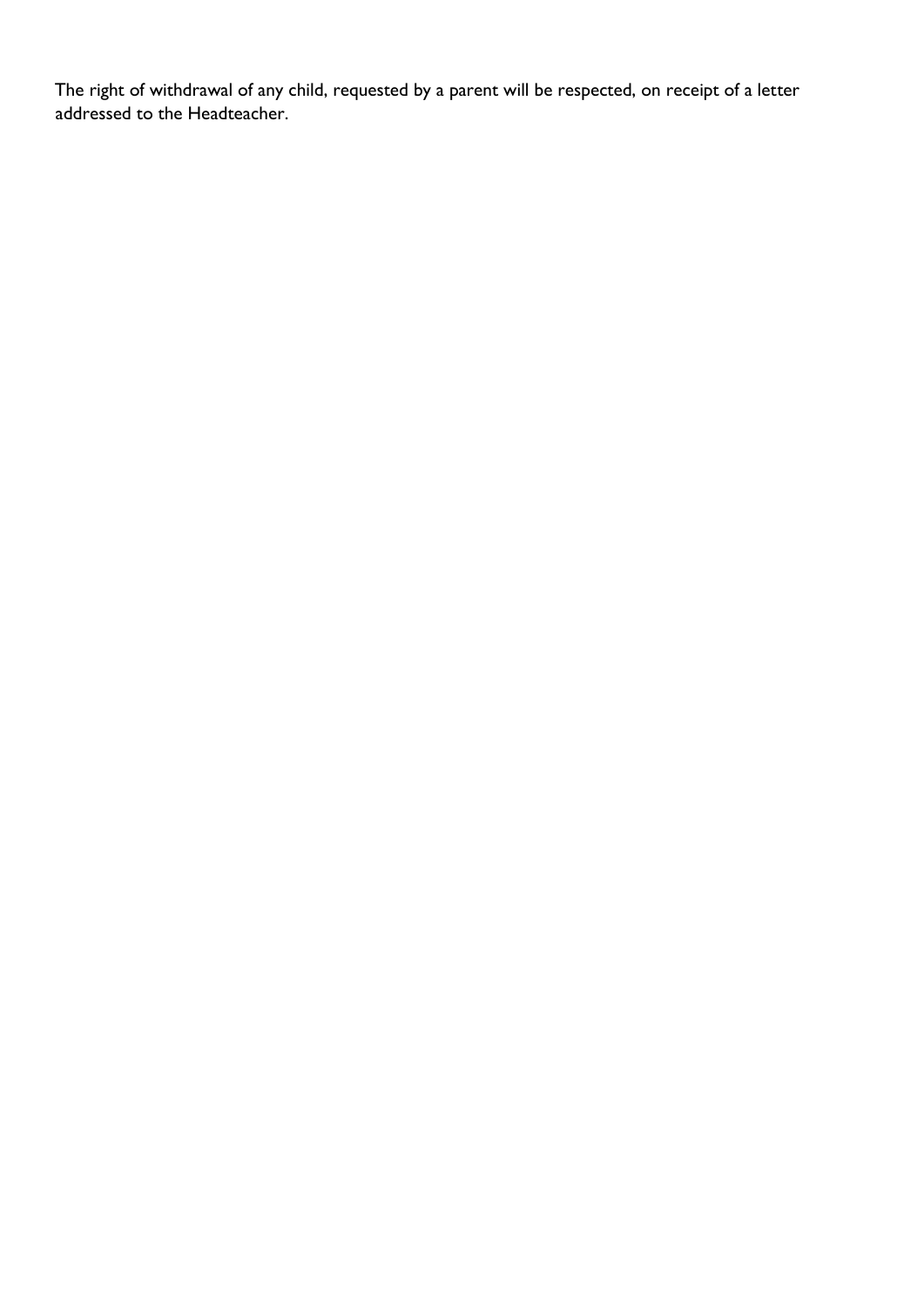The right of withdrawal of any child, requested by a parent will be respected, on receipt of a letter addressed to the Headteacher.